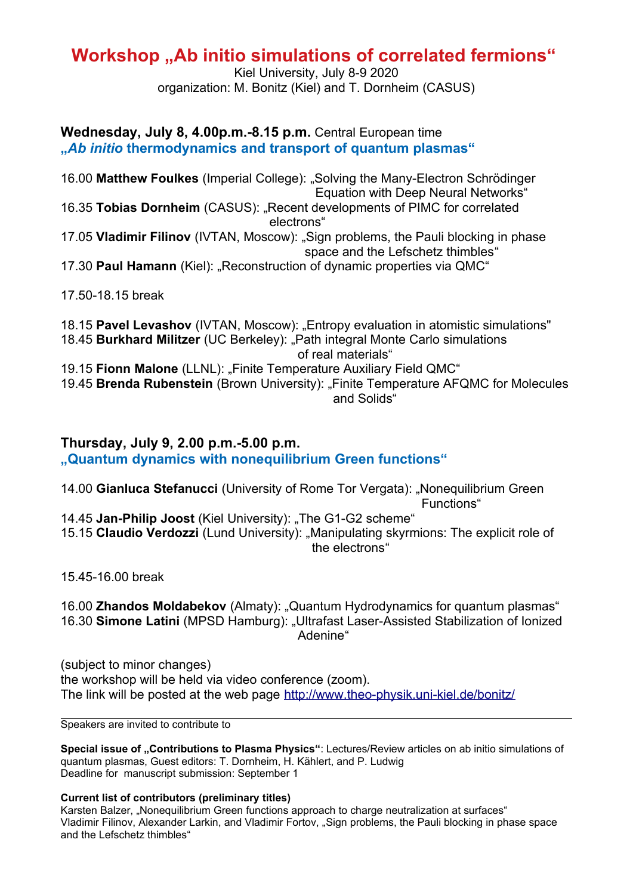# Workshop „Ab initio simulations of correlated fermions“

Kiel University, July 8-9 2020
organization: M. Bonitz (Kiel) and T. Dornheim (CASUS)

## Wednesday, July 8, 4.00p.m.-8.15 p.m. Central European time

### „*Ab initio* thermodynamics and transport of quantum plasmas“

16.00 **Matthew Foulkes** (Imperial College): „Solving the Many-Electron Schrödinger Equation with Deep Neural Networks“
16.35 **Tobias Dornheim** (CASUS): „Recent developments of PIMC for correlated electrons“
17.05 **Vladimir Filinov** (IVTAN, Moscow): „Sign problems, the Pauli blocking in phase space and the Lefschetz thimbles“
17.30 **Paul Hamann** (Kiel): „Reconstruction of dynamic properties via QMC“

17.50-18.15 break

18.15 **Pavel Levashov** (IVTAN, Moscow): „Entropy evaluation in atomistic simulations"
18.45 **Burkhard Militzer** (UC Berkeley): „Path integral Monte Carlo simulations of real materials“
19.15 **Fionn Malone** (LLNL): „Finite Temperature Auxiliary Field QMC“
19.45 **Brenda Rubenstein** (Brown University): „Finite Temperature AFQMC for Molecules and Solids“

## Thursday, July 9, 2.00 p.m.-5.00 p.m.

### „Quantum dynamics with nonequilibrium Green functions“

14.00 **Gianluca Stefanucci** (University of Rome Tor Vergata): „Nonequilibrium Green Functions“
14.45 **Jan-Philip Joost** (Kiel University): „The G1-G2 scheme“
15.15 **Claudio Verdozzi** (Lund University): „Manipulating skyrmions: The explicit role of the electrons“

15.45-16.00 break

16.00 **Zhandos Moldabekov** (Almaty): „Quantum Hydrodynamics for quantum plasmas“
16.30 **Simone Latini** (MPSD Hamburg): „Ultrafast Laser-Assisted Stabilization of Ionized Adenine“

(subject to minor changes)
the workshop will be held via video conference (zoom).
The link will be posted at the web page http://www.theo-physik.uni-kiel.de/bonitz/

---

Speakers are invited to contribute to

**Special issue of „Contributions to Plasma Physics“**: Lectures/Review articles on ab initio simulations of quantum plasmas, Guest editors: T. Dornheim, H. Kählert, and P. Ludwig
Deadline for manuscript submission: September 1

**Current list of contributors (preliminary titles)**
Karsten Balzer, „Nonequilibrium Green functions approach to charge neutralization at surfaces“
Vladimir Filinov, Alexander Larkin, and Vladimir Fortov, „Sign problems, the Pauli blocking in phase space and the Lefschetz thimbles“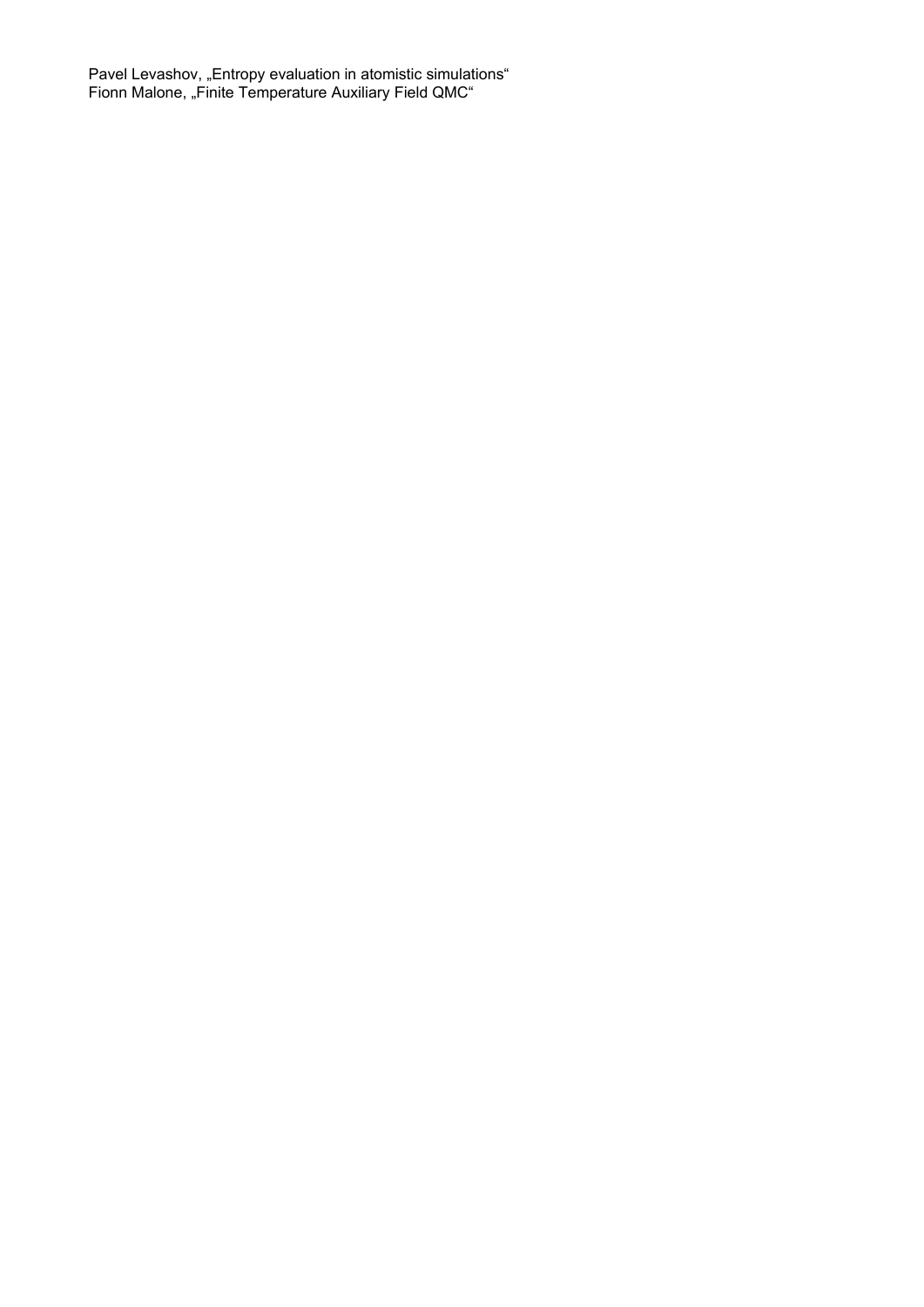Pavel Levashov, „Entropy evaluation in atomistic simulations“
Fionn Malone, „Finite Temperature Auxiliary Field QMC“